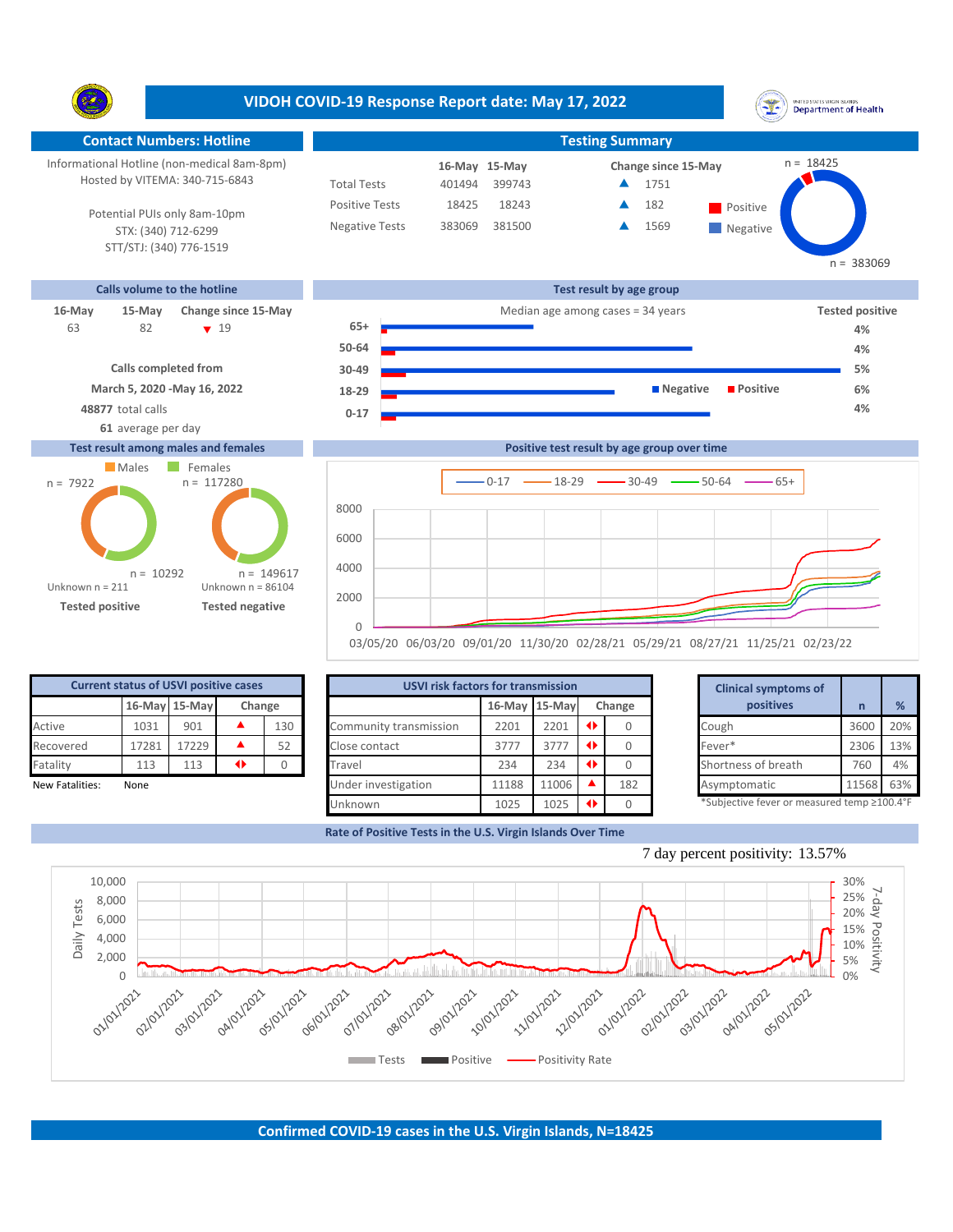# VIDOH COVID-19 Response Report date: May 17, 2022

## Contact Numbers: Hotline

Informational Hotline (non-medical 8am-8pm)
Hosted by VITEMA: 340-715-6843

Potential PUIs only 8am-10pm
STX: (340) 712-6299
STT/STJ: (340) 776-1519

## Testing Summary

| | 16-May | 15-May | Change since 15-May |
|---|---|---|---|
| Total Tests | 401494 | 399743 | ▲ 1751 |
| Positive Tests | 18425 | 18243 | ▲ 182 |
| Negative Tests | 383069 | 381500 | ▲ 1569 |

Positive n = 18425
Negative n = 383069

## Calls volume to the hotline

| 16-May | 15-May | Change since 15-May |
|---|---|---|
| 63 | 82 | ▼ 19 |

**Calls completed from**
**March 5, 2020 -May 16, 2022**
**48877** total calls
**61** average per day

## Test result by age group

Median age among cases = 34 years

| Age group | Tested positive |
|---|---|
| 65+ | 4% |
| 50-64 | 4% |
| 30-49 | 5% |
| 18-29 | 6% |
| 0-17 | 4% |

## Test result among males and females

| | Males | Females |
|---|---|---|
| Tested positive | n = 7922 | n = 10292 |
| Tested negative | n = 117280 | n = 149617 |

Tested positive: Unknown n = 211
Tested negative: Unknown n = 86104

## Positive test result by age group over time

Legend: 0-17, 18-29, 30-49, 50-64, 65+

## Current status of USVI positive cases

| | 16-May | 15-May | Change | |
|---|---|---|---|---|
| Active | 1031 | 901 | ▲ | 130 |
| Recovered | 17281 | 17229 | ▲ | 52 |
| Fatality | 113 | 113 | ◆ | 0 |

New Fatalities: None

## USVI risk factors for transmission

| | 16-May | 15-May | Change | |
|---|---|---|---|---|
| Community transmission | 2201 | 2201 | ◆ | 0 |
| Close contact | 3777 | 3777 | ◆ | 0 |
| Travel | 234 | 234 | ◆ | 0 |
| Under investigation | 11188 | 11006 | ▲ | 182 |
| Unknown | 1025 | 1025 | ◆ | 0 |

## Clinical symptoms of positives

| | n | % |
|---|---|---|
| Cough | 3600 | 20% |
| Fever* | 2306 | 13% |
| Shortness of breath | 760 | 4% |
| Asymptomatic | 11568 | 63% |

*Subjective fever or measured temp ≥100.4°F

## Rate of Positive Tests in the U.S. Virgin Islands Over Time

7 day percent positivity: 13.57%

Legend: Tests, Positive, Positivity Rate

## Confirmed COVID-19 cases in the U.S. Virgin Islands, N=18425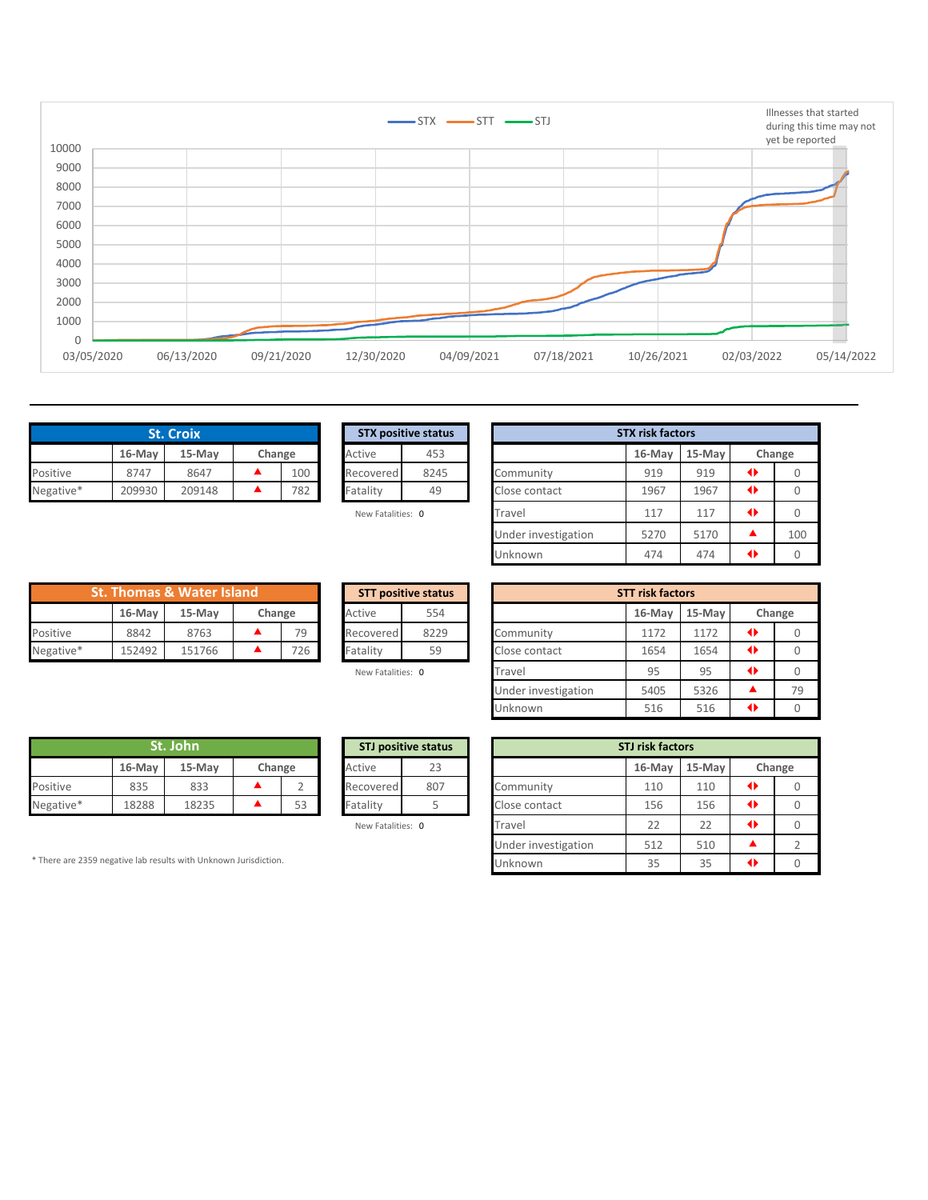STX
STT
STJ

Illnesses that started during this time may not yet be reported

10000
9000
8000
7000
6000
5000
4000
3000
2000
1000
0

03/05/2020
06/13/2020
09/21/2020
12/30/2020
04/09/2021
07/18/2021
10/26/2021
02/03/2022
05/14/2022

| St. Croix | 16-May | 15-May | Change | |
|---|---|---|---|---|
| Positive | 8747 | 8647 | ▲ | 100 |
| Negative* | 209930 | 209148 | ▲ | 782 |

| STX positive status | |
|---|---|
| Active | 453 |
| Recovered | 8245 |
| Fatality | 49 |

New Fatalities: 0

| STX risk factors | 16-May | 15-May | Change | |
|---|---|---|---|---|
| Community | 919 | 919 | ◆ | 0 |
| Close contact | 1967 | 1967 | ◆ | 0 |
| Travel | 117 | 117 | ◆ | 0 |
| Under investigation | 5270 | 5170 | ▲ | 100 |
| Unknown | 474 | 474 | ◆ | 0 |

| St. Thomas & Water Island | 16-May | 15-May | Change | |
|---|---|---|---|---|
| Positive | 8842 | 8763 | ▲ | 79 |
| Negative* | 152492 | 151766 | ▲ | 726 |

| STT positive status | |
|---|---|
| Active | 554 |
| Recovered | 8229 |
| Fatality | 59 |

New Fatalities: 0

| STT risk factors | 16-May | 15-May | Change | |
|---|---|---|---|---|
| Community | 1172 | 1172 | ◆ | 0 |
| Close contact | 1654 | 1654 | ◆ | 0 |
| Travel | 95 | 95 | ◆ | 0 |
| Under investigation | 5405 | 5326 | ▲ | 79 |
| Unknown | 516 | 516 | ◆ | 0 |

| St. John | 16-May | 15-May | Change | |
|---|---|---|---|---|
| Positive | 835 | 833 | ▲ | 2 |
| Negative* | 18288 | 18235 | ▲ | 53 |

| STJ positive status | |
|---|---|
| Active | 23 |
| Recovered | 807 |
| Fatality | 5 |

New Fatalities: 0

| STJ risk factors | 16-May | 15-May | Change | |
|---|---|---|---|---|
| Community | 110 | 110 | ◆ | 0 |
| Close contact | 156 | 156 | ◆ | 0 |
| Travel | 22 | 22 | ◆ | 0 |
| Under investigation | 512 | 510 | ▲ | 2 |
| Unknown | 35 | 35 | ◆ | 0 |

* There are 2359 negative lab results with Unknown Jurisdiction.